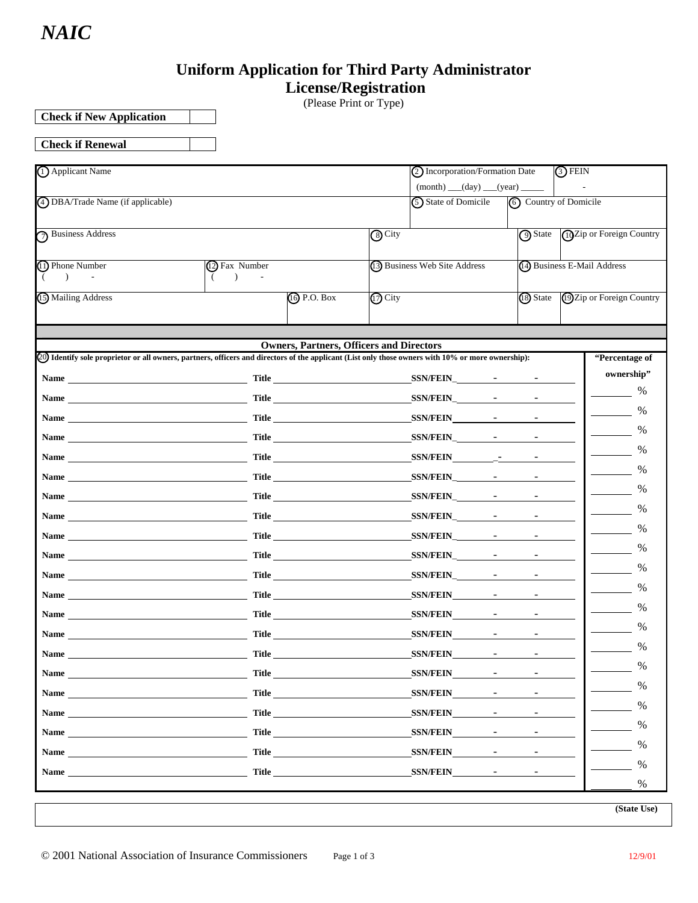*NAIC*

# Uniform Application for Third Party Administrator License/Registration

(Please Print or Type)

| **Check if New Application** | |
|---|---|

| **Check if Renewal** | |
|---|---|

| | | | | |
|---|---|---|---|---|
| (1) Applicant Name | | (2) Incorporation/Formation Date (month) ___(day) ___(year) _____ | | (3) FEIN - |
| (4) DBA/Trade Name (if applicable) | | (5) State of Domicile | | (6) Country of Domicile |
| (7) Business Address | (8) City | | (9) State | (10) Zip or Foreign Country |
| (11) Phone Number ( ) - | (12) Fax Number ( ) - | (13) Business Web Site Address | (14) Business E-Mail Address | |
| (15) Mailing Address | (16) P.O. Box | (17) City | (18) State | (19) Zip or Foreign Country |

## Owners, Partners, Officers and Directors

(20) **Identify sole proprietor or all owners, partners, officers and directors of the applicant (List only those owners with 10% or more ownership):**

| Name | Title | SSN/FEIN | "Percentage of ownership" |
|---|---|---|---|
| | | - - | % |
| | | - - | % |
| | | - - | % |
| | | - - | % |
| | | - - | % |
| | | - - | % |
| | | - - | % |
| | | - - | % |
| | | - - | % |
| | | - - | % |
| | | - - | % |
| | | - - | % |
| | | - - | % |
| | | - - | % |
| | | - - | % |
| | | - - | % |
| | | - - | % |
| | | - - | % |
| | | - - | % |
| | | - - | % |
| | | - - | % |

**(State Use)**

© 2001 National Association of Insurance Commissioners

12/9/01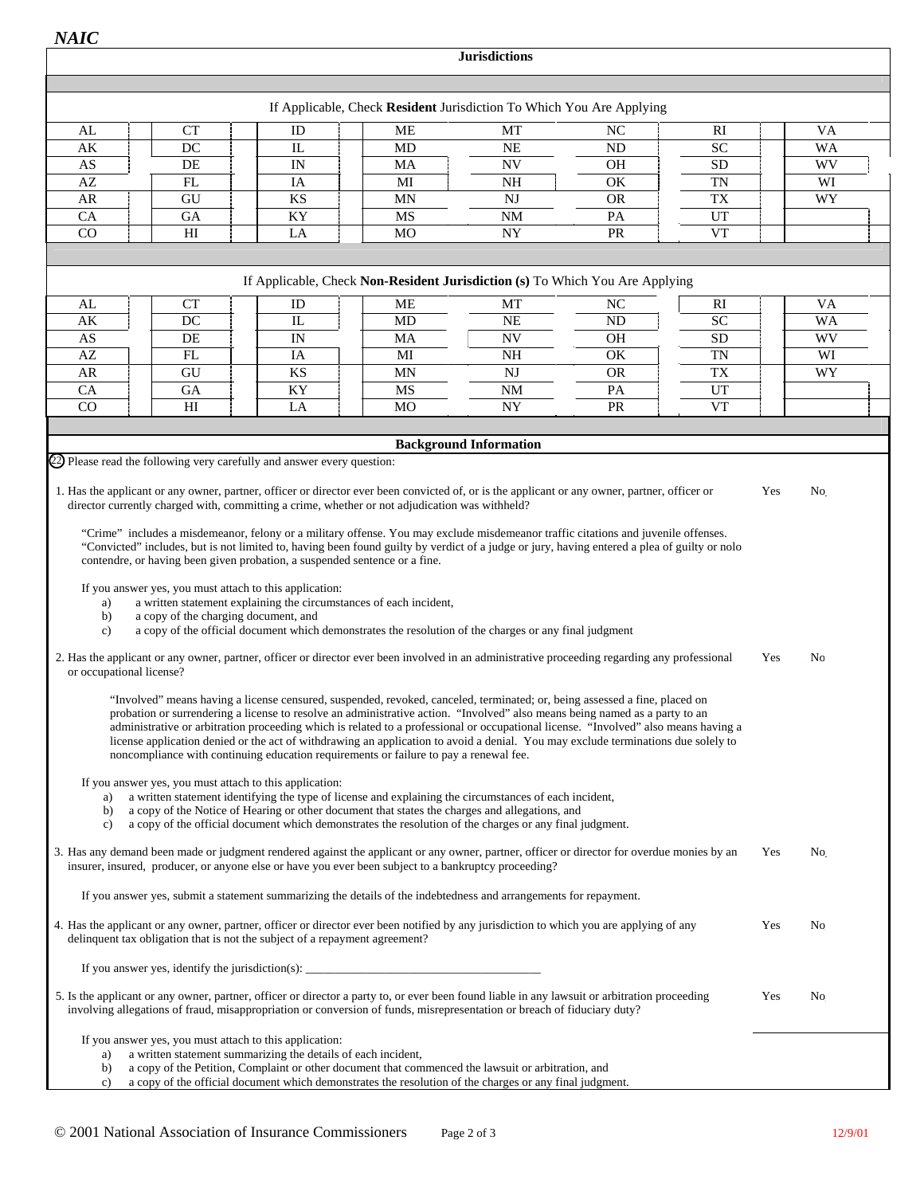NAIC

## Jurisdictions

If Applicable, Check **Resident** Jurisdiction To Which You Are Applying

| | | | | | | | |
|---|---|---|---|---|---|---|---|
| AL | CT | ID | ME | MT | NC | RI | VA |
| AK | DC | IL | MD | NE | ND | SC | WA |
| AS | DE | IN | MA | NV | OH | SD | WV |
| AZ | FL | IA | MI | NH | OK | TN | WI |
| AR | GU | KS | MN | NJ | OR | TX | WY |
| CA | GA | KY | MS | NM | PA | UT | |
| CO | HI | LA | MO | NY | PR | VT | |

If Applicable, Check **Non-Resident Jurisdiction (s)** To Which You Are Applying

| | | | | | | | |
|---|---|---|---|---|---|---|---|
| AL | CT | ID | ME | MT | NC | RI | VA |
| AK | DC | IL | MD | NE | ND | SC | WA |
| AS | DE | IN | MA | NV | OH | SD | WV |
| AZ | FL | IA | MI | NH | OK | TN | WI |
| AR | GU | KS | MN | NJ | OR | TX | WY |
| CA | GA | KY | MS | NM | PA | UT | |
| CO | HI | LA | MO | NY | PR | VT | |

## Background Information

(22) Please read the following very carefully and answer every question:

1. Has the applicant or any owner, partner, officer or director ever been convicted of, or is the applicant or any owner, partner, officer or director currently charged with, committing a crime, whether or not adjudication was withheld? Yes No

   "Crime" includes a misdemeanor, felony or a military offense. You may exclude misdemeanor traffic citations and juvenile offenses. "Convicted" includes, but is not limited to, having been found guilty by verdict of a judge or jury, having entered a plea of guilty or nolo contendre, or having been given probation, a suspended sentence or a fine.

   If you answer yes, you must attach to this application:
   a) a written statement explaining the circumstances of each incident,
   b) a copy of the charging document, and
   c) a copy of the official document which demonstrates the resolution of the charges or any final judgment

2. Has the applicant or any owner, partner, officer or director ever been involved in an administrative proceeding regarding any professional or occupational license? Yes No

   "Involved" means having a license censured, suspended, revoked, canceled, terminated; or, being assessed a fine, placed on probation or surrendering a license to resolve an administrative action. "Involved" also means being named as a party to an administrative or arbitration proceeding which is related to a professional or occupational license. "Involved" also means having a license application denied or the act of withdrawing an application to avoid a denial. You may exclude terminations due solely to noncompliance with continuing education requirements or failure to pay a renewal fee.

   If you answer yes, you must attach to this application:
   a) a written statement identifying the type of license and explaining the circumstances of each incident,
   b) a copy of the Notice of Hearing or other document that states the charges and allegations, and
   c) a copy of the official document which demonstrates the resolution of the charges or any final judgment.

3. Has any demand been made or judgment rendered against the applicant or any owner, partner, officer or director for overdue monies by an insurer, insured, producer, or anyone else or have you ever been subject to a bankruptcy proceeding? Yes No

   If you answer yes, submit a statement summarizing the details of the indebtedness and arrangements for repayment.

4. Has the applicant or any owner, partner, officer or director ever been notified by any jurisdiction to which you are applying of any delinquent tax obligation that is not the subject of a repayment agreement? Yes No

   If you answer yes, identify the jurisdiction(s): ______________________________________

5. Is the applicant or any owner, partner, officer or director a party to, or ever been found liable in any lawsuit or arbitration proceeding involving allegations of fraud, misappropriation or conversion of funds, misrepresentation or breach of fiduciary duty? Yes No

   If you answer yes, you must attach to this application:
   a) a written statement summarizing the details of each incident,
   b) a copy of the Petition, Complaint or other document that commenced the lawsuit or arbitration, and
   c) a copy of the official document which demonstrates the resolution of the charges or any final judgment.

© 2001 National Association of Insurance Commissioners 12/9/01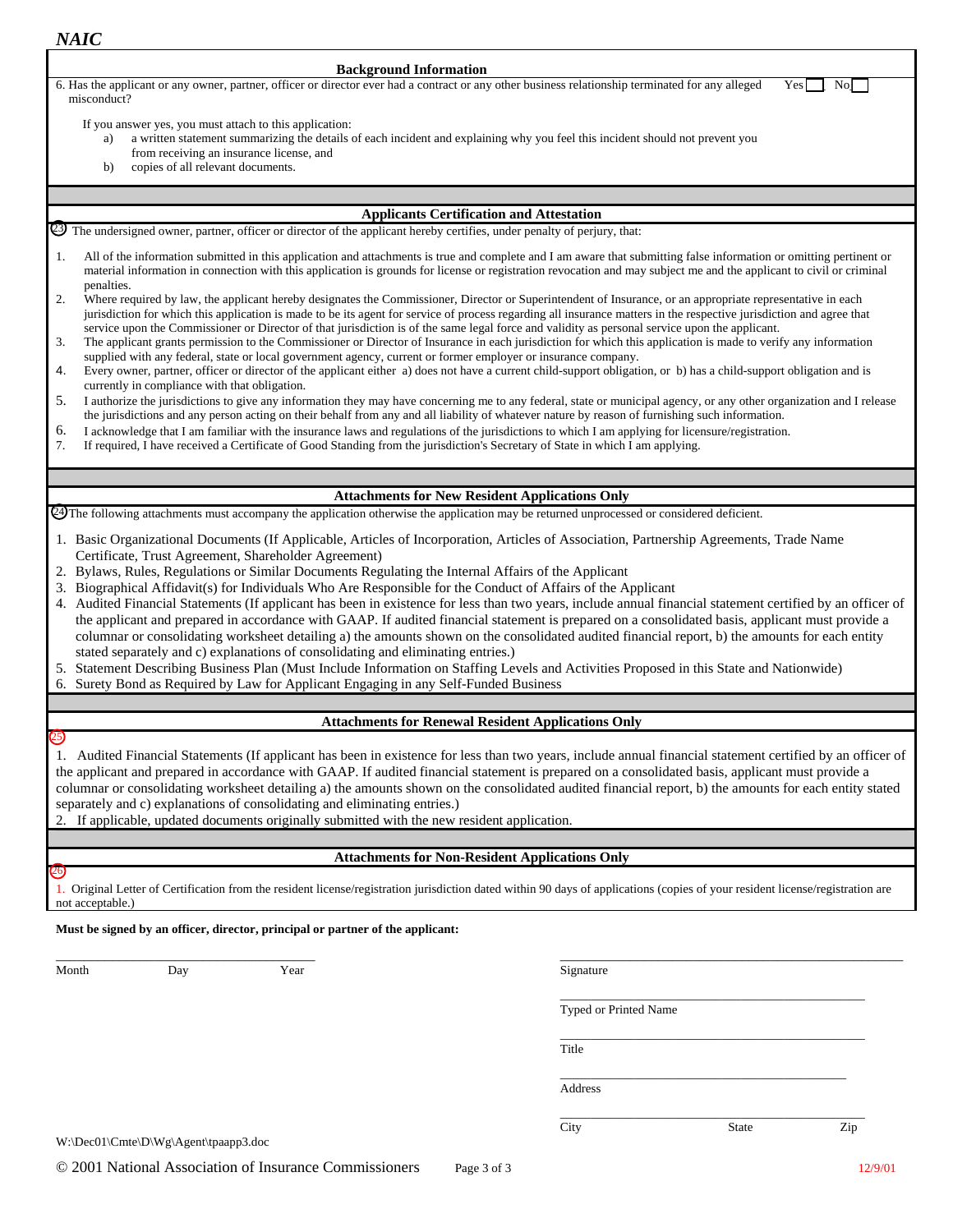NAIC

## Background Information

6. Has the applicant or any owner, partner, officer or director ever had a contract or any other business relationship terminated for any alleged misconduct? Yes ☐ No ☐

If you answer yes, you must attach to this application:

a) a written statement summarizing the details of each incident and explaining why you feel this incident should not prevent you from receiving an insurance license, and
b) copies of all relevant documents.

## Applicants Certification and Attestation

(23) The undersigned owner, partner, officer or director of the applicant hereby certifies, under penalty of perjury, that:

1. All of the information submitted in this application and attachments is true and complete and I am aware that submitting false information or omitting pertinent or material information in connection with this application is grounds for license or registration revocation and may subject me and the applicant to civil or criminal penalties.
2. Where required by law, the applicant hereby designates the Commissioner, Director or Superintendent of Insurance, or an appropriate representative in each jurisdiction for which this application is made to be its agent for service of process regarding all insurance matters in the respective jurisdiction and agree that service upon the Commissioner or Director of that jurisdiction is of the same legal force and validity as personal service upon the applicant.
3. The applicant grants permission to the Commissioner or Director of Insurance in each jurisdiction for which this application is made to verify any information supplied with any federal, state or local government agency, current or former employer or insurance company.
4. Every owner, partner, officer or director of the applicant either a) does not have a current child-support obligation, or b) has a child-support obligation and is currently in compliance with that obligation.
5. I authorize the jurisdictions to give any information they may have concerning me to any federal, state or municipal agency, or any other organization and I release the jurisdictions and any person acting on their behalf from any and all liability of whatever nature by reason of furnishing such information.
6. I acknowledge that I am familiar with the insurance laws and regulations of the jurisdictions to which I am applying for licensure/registration.
7. If required, I have received a Certificate of Good Standing from the jurisdiction's Secretary of State in which I am applying.

## Attachments for New Resident Applications Only

(24) The following attachments must accompany the application otherwise the application may be returned unprocessed or considered deficient.

1. Basic Organizational Documents (If Applicable, Articles of Incorporation, Articles of Association, Partnership Agreements, Trade Name Certificate, Trust Agreement, Shareholder Agreement)
2. Bylaws, Rules, Regulations or Similar Documents Regulating the Internal Affairs of the Applicant
3. Biographical Affidavit(s) for Individuals Who Are Responsible for the Conduct of Affairs of the Applicant
4. Audited Financial Statements (If applicant has been in existence for less than two years, include annual financial statement certified by an officer of the applicant and prepared in accordance with GAAP. If audited financial statement is prepared on a consolidated basis, applicant must provide a columnar or consolidating worksheet detailing a) the amounts shown on the consolidated audited financial report, b) the amounts for each entity stated separately and c) explanations of consolidating and eliminating entries.)
5. Statement Describing Business Plan (Must Include Information on Staffing Levels and Activities Proposed in this State and Nationwide)
6. Surety Bond as Required by Law for Applicant Engaging in any Self-Funded Business

## Attachments for Renewal Resident Applications Only

(25)

1. Audited Financial Statements (If applicant has been in existence for less than two years, include annual financial statement certified by an officer of the applicant and prepared in accordance with GAAP. If audited financial statement is prepared on a consolidated basis, applicant must provide a columnar or consolidating worksheet detailing a) the amounts shown on the consolidated audited financial report, b) the amounts for each entity stated separately and c) explanations of consolidating and eliminating entries.)
2. If applicable, updated documents originally submitted with the new resident application.

## Attachments for Non-Resident Applications Only

(26)

1. Original Letter of Certification from the resident license/registration jurisdiction dated within 90 days of applications (copies of your resident license/registration are not acceptable.)

**Must be signed by an officer, director, principal or partner of the applicant:**

______________________________________
Month Day Year

______________________________________
Signature

______________________________________
Typed or Printed Name

______________________________________
Title

______________________________________
Address

______________________________________
City State Zip

W:\Dec01\Cmte\D\Wg\Agent\tpaapp3.doc

© 2001 National Association of Insurance Commissioners

12/9/01